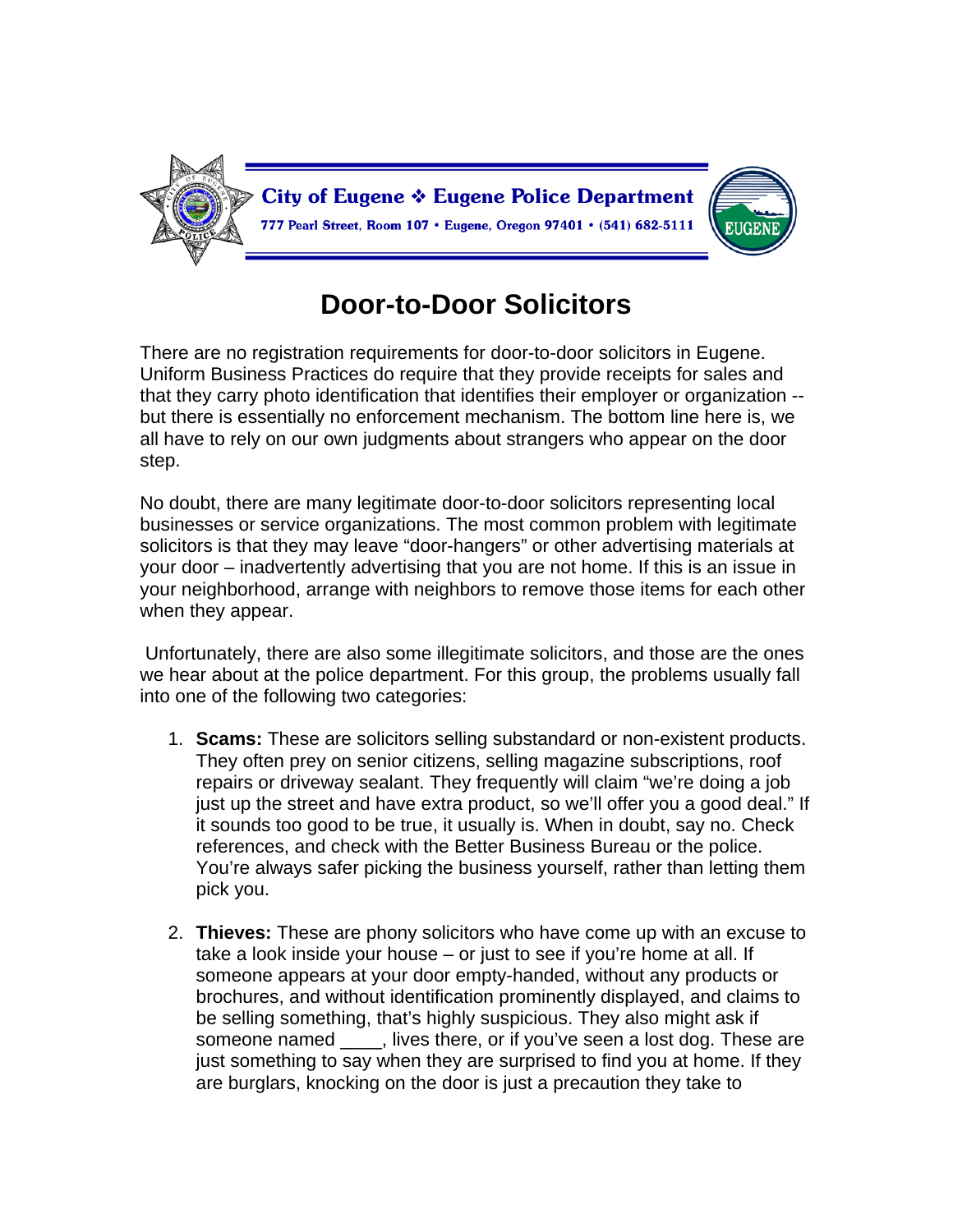City of Eugene ❖ Eugene Police Department

777 Pearl Street, Room 107 • Eugene, Oregon 97401 • (541) 682-5111

# Door-to-Door Solicitors

There are no registration requirements for door-to-door solicitors in Eugene. Uniform Business Practices do require that they provide receipts for sales and that they carry photo identification that identifies their employer or organization -- but there is essentially no enforcement mechanism. The bottom line here is, we all have to rely on our own judgments about strangers who appear on the door step.

No doubt, there are many legitimate door-to-door solicitors representing local businesses or service organizations. The most common problem with legitimate solicitors is that they may leave "door-hangers" or other advertising materials at your door – inadvertently advertising that you are not home. If this is an issue in your neighborhood, arrange with neighbors to remove those items for each other when they appear.

Unfortunately, there are also some illegitimate solicitors, and those are the ones we hear about at the police department. For this group, the problems usually fall into one of the following two categories:

1. **Scams:** These are solicitors selling substandard or non-existent products. They often prey on senior citizens, selling magazine subscriptions, roof repairs or driveway sealant. They frequently will claim "we're doing a job just up the street and have extra product, so we'll offer you a good deal." If it sounds too good to be true, it usually is. When in doubt, say no. Check references, and check with the Better Business Bureau or the police. You're always safer picking the business yourself, rather than letting them pick you.

2. **Thieves:** These are phony solicitors who have come up with an excuse to take a look inside your house – or just to see if you're home at all. If someone appears at your door empty-handed, without any products or brochures, and without identification prominently displayed, and claims to be selling something, that's highly suspicious. They also might ask if someone named ____, lives there, or if you've seen a lost dog. These are just something to say when they are surprised to find you at home. If they are burglars, knocking on the door is just a precaution they take to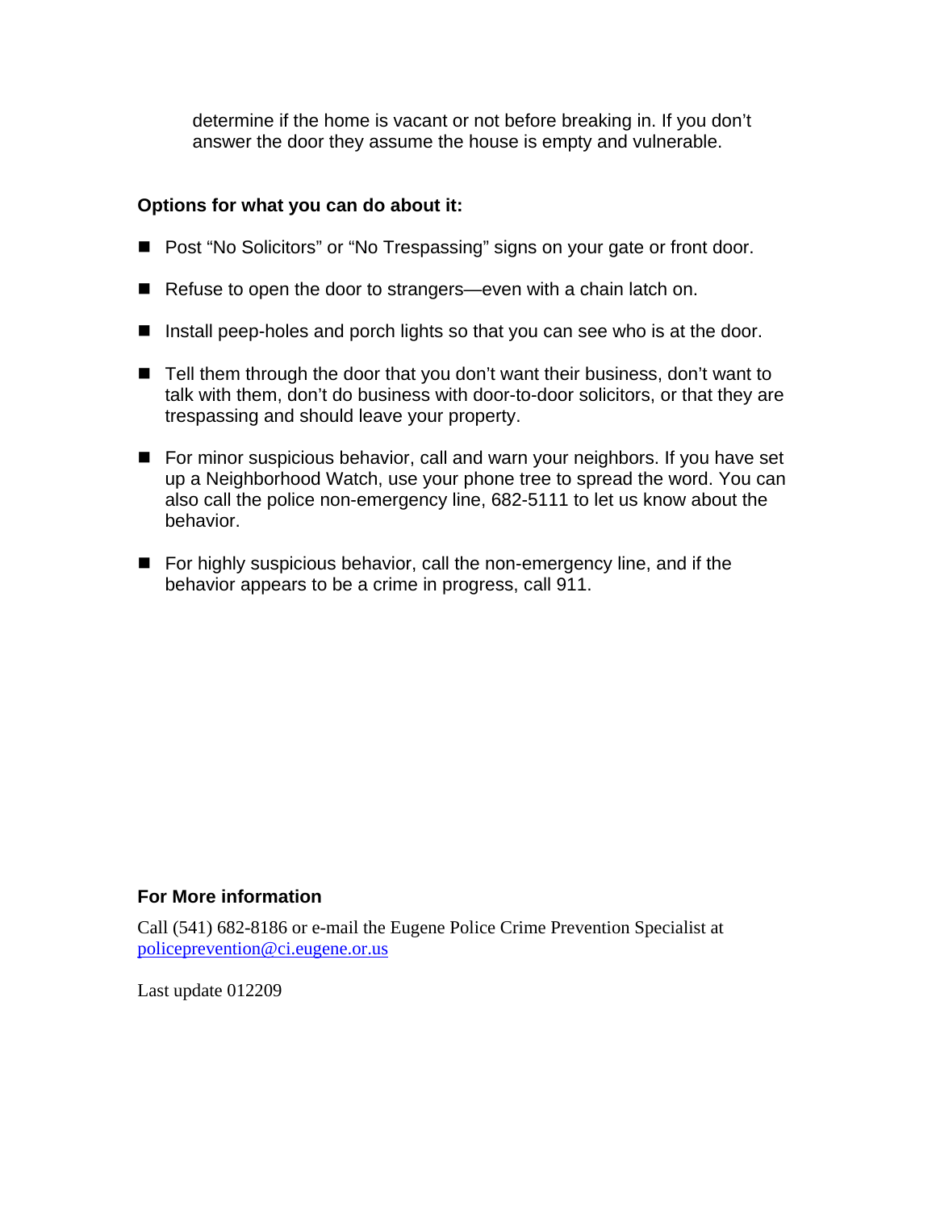determine if the home is vacant or not before breaking in. If you don't answer the door they assume the house is empty and vulnerable.

**Options for what you can do about it:**

- Post "No Solicitors" or "No Trespassing" signs on your gate or front door.
- Refuse to open the door to strangers—even with a chain latch on.
- Install peep-holes and porch lights so that you can see who is at the door.
- Tell them through the door that you don't want their business, don't want to talk with them, don't do business with door-to-door solicitors, or that they are trespassing and should leave your property.
- For minor suspicious behavior, call and warn your neighbors. If you have set up a Neighborhood Watch, use your phone tree to spread the word. You can also call the police non-emergency line, 682-5111 to let us know about the behavior.
- For highly suspicious behavior, call the non-emergency line, and if the behavior appears to be a crime in progress, call 911.

**For More information**

Call (541) 682-8186 or e-mail the Eugene Police Crime Prevention Specialist at policeprevention@ci.eugene.or.us

Last update 012209